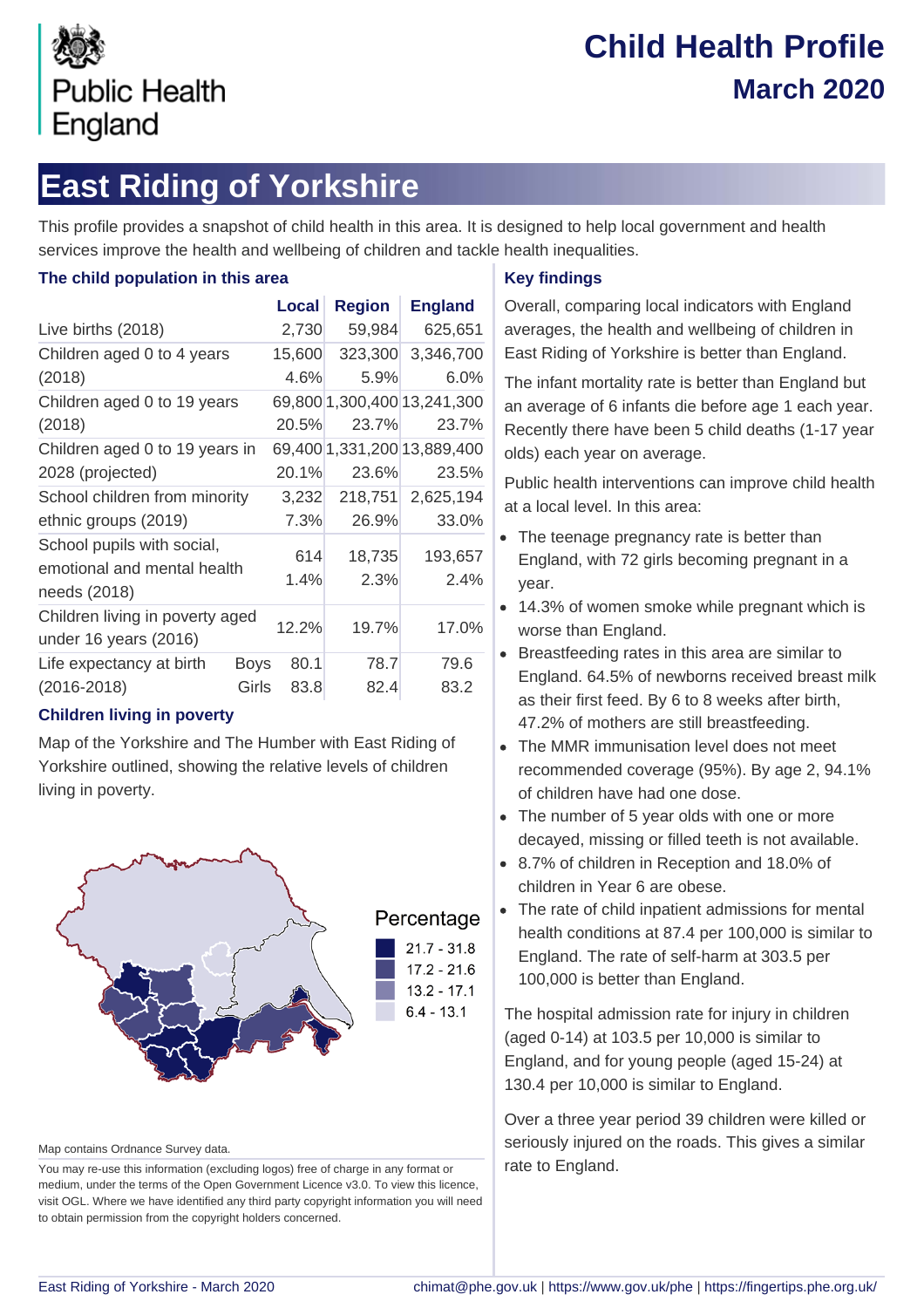Public Health England

# Child Health Profile
## March 2020

# East Riding of Yorkshire

This profile provides a snapshot of child health in this area. It is designed to help local government and health services improve the health and wellbeing of children and tackle health inequalities.

### The child population in this area

| | | Local | Region | England |
|---|---|---|---|---|
| Live births (2018) | | 2,730 | 59,984 | 625,651 |
| Children aged 0 to 4 years (2018) | | 15,600 | 323,300 | 3,346,700 |
| | | 4.6% | 5.9% | 6.0% |
| Children aged 0 to 19 years (2018) | | 69,800 | 1,300,400 | 13,241,300 |
| | | 20.5% | 23.7% | 23.7% |
| Children aged 0 to 19 years in 2028 (projected) | | 69,400 | 1,331,200 | 13,889,400 |
| | | 20.1% | 23.6% | 23.5% |
| School children from minority ethnic groups (2019) | | 3,232 | 218,751 | 2,625,194 |
| | | 7.3% | 26.9% | 33.0% |
| School pupils with social, emotional and mental health needs (2018) | | 614 | 18,735 | 193,657 |
| | | 1.4% | 2.3% | 2.4% |
| Children living in poverty aged under 16 years (2016) | | 12.2% | 19.7% | 17.0% |
| Life expectancy at birth (2016-2018) | Boys | 80.1 | 78.7 | 79.6 |
| | Girls | 83.8 | 82.4 | 83.2 |

### Children living in poverty

Map of the Yorkshire and The Humber with East Riding of Yorkshire outlined, showing the relative levels of children living in poverty.

Percentage
- 21.7 - 31.8
- 17.2 - 21.6
- 13.2 - 17.1
- 6.4 - 13.1

Map contains Ordnance Survey data.

You may re-use this information (excluding logos) free of charge in any format or medium, under the terms of the Open Government Licence v3.0. To view this licence, visit OGL. Where we have identified any third party copyright information you will need to obtain permission from the copyright holders concerned.

### Key findings

Overall, comparing local indicators with England averages, the health and wellbeing of children in East Riding of Yorkshire is better than England.

The infant mortality rate is better than England but an average of 6 infants die before age 1 each year. Recently there have been 5 child deaths (1-17 year olds) each year on average.

Public health interventions can improve child health at a local level. In this area:

- The teenage pregnancy rate is better than England, with 72 girls becoming pregnant in a year.
- 14.3% of women smoke while pregnant which is worse than England.
- Breastfeeding rates in this area are similar to England. 64.5% of newborns received breast milk as their first feed. By 6 to 8 weeks after birth, 47.2% of mothers are still breastfeeding.
- The MMR immunisation level does not meet recommended coverage (95%). By age 2, 94.1% of children have had one dose.
- The number of 5 year olds with one or more decayed, missing or filled teeth is not available.
- 8.7% of children in Reception and 18.0% of children in Year 6 are obese.
- The rate of child inpatient admissions for mental health conditions at 87.4 per 100,000 is similar to England. The rate of self-harm at 303.5 per 100,000 is better than England.

The hospital admission rate for injury in children (aged 0-14) at 103.5 per 10,000 is similar to England, and for young people (aged 15-24) at 130.4 per 10,000 is similar to England.

Over a three year period 39 children were killed or seriously injured on the roads. This gives a similar rate to England.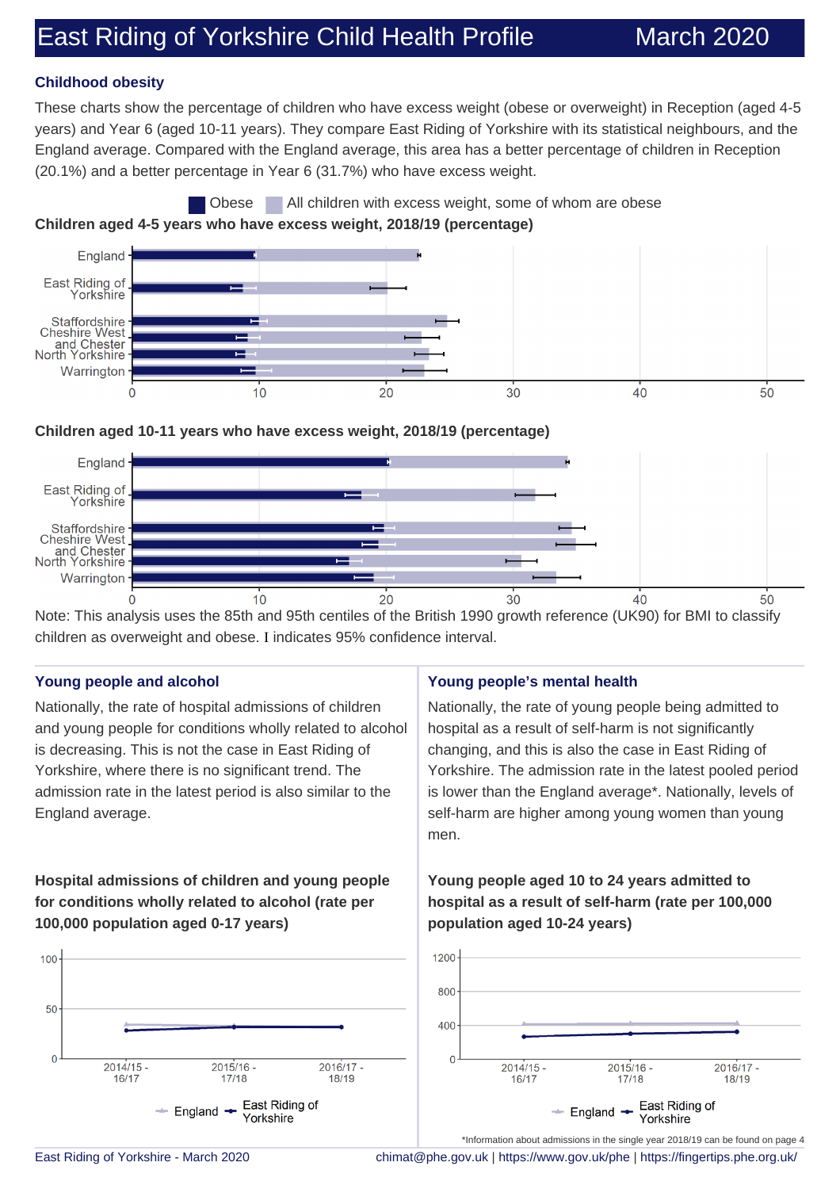## Childhood obesity

These charts show the percentage of children who have excess weight (obese or overweight) in Reception (aged 4-5 years) and Year 6 (aged 10-11 years). They compare East Riding of Yorkshire with its statistical neighbours, and the England average. Compared with the England average, this area has a better percentage of children in Reception (20.1%) and a better percentage in Year 6 (31.7%) who have excess weight.

Obese | All children with excess weight, some of whom are obese

**Children aged 4-5 years who have excess weight, 2018/19 (percentage)**

England, East Riding of Yorkshire, Staffordshire, Cheshire West and Chester, North Yorkshire, Warrington

0 10 20 30 40 50

**Children aged 10-11 years who have excess weight, 2018/19 (percentage)**

England, East Riding of Yorkshire, Staffordshire, Cheshire West and Chester, North Yorkshire, Warrington

0 10 20 30 40 50

Note: This analysis uses the 85th and 95th centiles of the British 1990 growth reference (UK90) for BMI to classify children as overweight and obese. I indicates 95% confidence interval.

## Young people and alcohol

Nationally, the rate of hospital admissions of children and young people for conditions wholly related to alcohol is decreasing. This is not the case in East Riding of Yorkshire, where there is no significant trend. The admission rate in the latest period is also similar to the England average.

**Hospital admissions of children and young people for conditions wholly related to alcohol (rate per 100,000 population aged 0-17 years)**

0, 50, 100

2014/15 - 16/17, 2015/16 - 17/18, 2016/17 - 18/19

England, East Riding of Yorkshire

## Young people's mental health

Nationally, the rate of young people being admitted to hospital as a result of self-harm is not significantly changing, and this is also the case in East Riding of Yorkshire. The admission rate in the latest pooled period is lower than the England average*. Nationally, levels of self-harm are higher among young women than young men.

**Young people aged 10 to 24 years admitted to hospital as a result of self-harm (rate per 100,000 population aged 10-24 years)**

0, 400, 800, 1200

2014/15 - 16/17, 2015/16 - 17/18, 2016/17 - 18/19

England, East Riding of Yorkshire

*Information about admissions in the single year 2018/19 can be found on page 4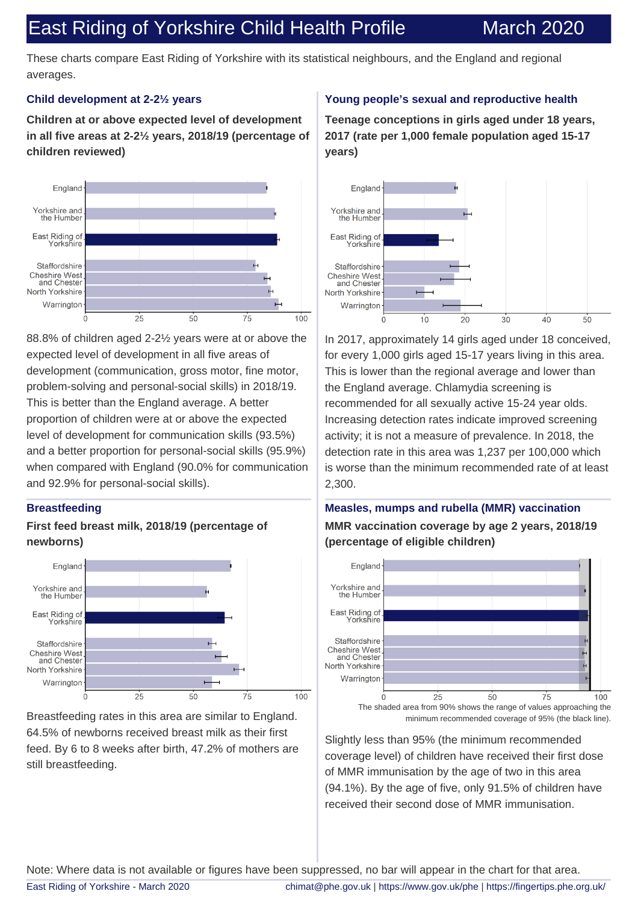# East Riding of Yorkshire Child Health Profile March 2020

These charts compare East Riding of Yorkshire with its statistical neighbours, and the England and regional averages.

## Child development at 2-2½ years

**Children at or above expected level of development in all five areas at 2-2½ years, 2018/19 (percentage of children reviewed)**

88.8% of children aged 2-2½ years were at or above the expected level of development in all five areas of development (communication, gross motor, fine motor, problem-solving and personal-social skills) in 2018/19. This is better than the England average. A better proportion of children were at or above the expected level of development for communication skills (93.5%) and a better proportion for personal-social skills (95.9%) when compared with England (90.0% for communication and 92.9% for personal-social skills).

## Young people's sexual and reproductive health

**Teenage conceptions in girls aged under 18 years, 2017 (rate per 1,000 female population aged 15-17 years)**

In 2017, approximately 14 girls aged under 18 conceived, for every 1,000 girls aged 15-17 years living in this area. This is lower than the regional average and lower than the England average. Chlamydia screening is recommended for all sexually active 15-24 year olds. Increasing detection rates indicate improved screening activity; it is not a measure of prevalence. In 2018, the detection rate in this area was 1,237 per 100,000 which is worse than the minimum recommended rate of at least 2,300.

## Breastfeeding

**First feed breast milk, 2018/19 (percentage of newborns)**

Breastfeeding rates in this area are similar to England. 64.5% of newborns received breast milk as their first feed. By 6 to 8 weeks after birth, 47.2% of mothers are still breastfeeding.

## Measles, mumps and rubella (MMR) vaccination

**MMR vaccination coverage by age 2 years, 2018/19 (percentage of eligible children)**

The shaded area from 90% shows the range of values approaching the minimum recommended coverage of 95% (the black line).

Slightly less than 95% (the minimum recommended coverage level) of children have received their first dose of MMR immunisation by the age of two in this area (94.1%). By the age of five, only 91.5% of children have received their second dose of MMR immunisation.

Note: Where data is not available or figures have been suppressed, no bar will appear in the chart for that area.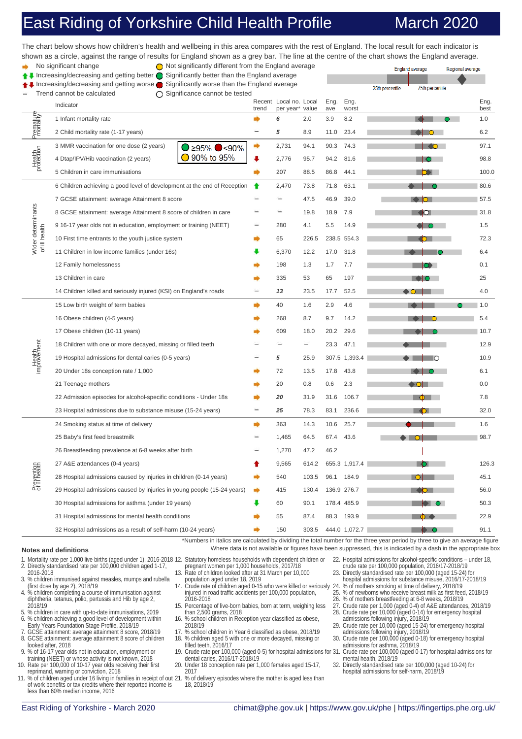# East Riding of Yorkshire Child Health Profile

March 2020

The chart below shows how children's health and wellbeing in this area compares with the rest of England. The local result for each indicator is shown as a circle, against the range of results for England shown as a grey bar. The line at the centre of the chart shows the England average.

- No significant change
- Increasing/decreasing and getting better
- Increasing/decreasing and getting worse
- Trend cannot be calculated
- Not significantly different from the England average
- Significantly better than the England average
- Significantly worse than the England average
- Significance cannot be tested

England average | Regional average | 25th percentile | 75th percentile

| | Indicator | Recent trend | Local no. per year* | Local value | Eng. ave | Eng. worst | Eng. best |
|---|---|---|---|---|---|---|---|
| Premature mortality | 1 Infant mortality rate | No significant change | *6* | 2.0 | 3.9 | 8.2 | 1.0 |
| | 2 Child mortality rate (1-17 years) | – | *5* | 8.9 | 11.0 | 23.4 | 6.2 |
| Health protection | 3 MMR vaccination for one dose (2 years) (≥95% / <90% / 90% to 95%) | No significant change | 2,731 | 94.1 | 90.3 | 74.3 | 97.1 |
| | 4 Dtap/IPV/Hib vaccination (2 years) | Decreasing and getting worse | 2,776 | 95.7 | 94.2 | 81.6 | 98.8 |
| | 5 Children in care immunisations | No significant change | 207 | 88.5 | 86.8 | 44.1 | 100.0 |
| Wider determinants of ill health | 6 Children achieving a good level of development at the end of Reception | Increasing and getting better | 2,470 | 73.8 | 71.8 | 63.1 | 80.6 |
| | 7 GCSE attainment: average Attainment 8 score | – | – | 47.5 | 46.9 | 39.0 | 57.5 |
| | 8 GCSE attainment: average Attainment 8 score of children in care | – | – | 19.8 | 18.9 | 7.9 | 31.8 |
| | 9 16-17 year olds not in education, employment or training (NEET) | – | 280 | 4.1 | 5.5 | 14.9 | 1.5 |
| | 10 First time entrants to the youth justice system | No significant change | 65 | 226.5 | 238.5 | 554.3 | 72.3 |
| | 11 Children in low income families (under 16s) | Decreasing and getting better | 6,370 | 12.2 | 17.0 | 31.8 | 6.4 |
| | 12 Family homelessness | No significant change | 198 | 1.3 | 1.7 | 7.7 | 0.1 |
| | 13 Children in care | No significant change | 335 | 53 | 65 | 197 | 25 |
| | 14 Children killed and seriously injured (KSI) on England's roads | – | *13* | 23.5 | 17.7 | 52.5 | 4.0 |
| Health improvement | 15 Low birth weight of term babies | No significant change | 40 | 1.6 | 2.9 | 4.6 | 1.0 |
| | 16 Obese children (4-5 years) | No significant change | 268 | 8.7 | 9.7 | 14.2 | 5.4 |
| | 17 Obese children (10-11 years) | No significant change | 609 | 18.0 | 20.2 | 29.6 | 10.7 |
| | 18 Children with one or more decayed, missing or filled teeth | – | – | – | 23.3 | 47.1 | 12.9 |
| | 19 Hospital admissions for dental caries (0-5 years) | – | *5* | 25.9 | 307.5 | 1,393.4 | 10.9 |
| | 20 Under 18s conception rate / 1,000 | No significant change | 72 | 13.5 | 17.8 | 43.8 | 6.1 |
| | 21 Teenage mothers | No significant change | 20 | 0.8 | 0.6 | 2.3 | 0.0 |
| | 22 Admission episodes for alcohol-specific conditions - Under 18s | No significant change | *20* | 31.9 | 31.6 | 106.7 | 7.8 |
| | 23 Hospital admissions due to substance misuse (15-24 years) | – | *25* | 78.3 | 83.1 | 236.6 | 32.0 |
| Prevention of ill health | 24 Smoking status at time of delivery | No significant change | 363 | 14.3 | 10.6 | 25.7 | 1.6 |
| | 25 Baby's first feed breastmilk | – | 1,465 | 64.5 | 67.4 | 43.6 | 98.7 |
| | 26 Breastfeeding prevalence at 6-8 weeks after birth | – | 1,270 | 47.2 | 46.2 | | |
| | 27 A&E attendances (0-4 years) | Increasing and getting worse | 9,565 | 614.2 | 655.3 | 1,917.4 | 126.3 |
| | 28 Hospital admissions caused by injuries in children (0-14 years) | No significant change | 540 | 103.5 | 96.1 | 184.9 | 45.1 |
| | 29 Hospital admissions caused by injuries in young people (15-24 years) | No significant change | 415 | 130.4 | 136.9 | 276.7 | 56.0 |
| | 30 Hospital admissions for asthma (under 19 years) | Decreasing and getting better | 60 | 90.1 | 178.4 | 485.9 | 50.3 |
| | 31 Hospital admissions for mental health conditions | No significant change | 55 | 87.4 | 88.3 | 193.9 | 22.9 |
| | 32 Hospital admissions as a result of self-harm (10-24 years) | No significant change | 150 | 303.5 | 444.0 | 1,072.7 | 91.1 |

*Numbers in italics are calculated by dividing the total number for the three year period by three to give an average figure

Where data is not available or figures have been suppressed, this is indicated by a dash in the appropriate box

## Notes and definitions

1. Mortality rate per 1,000 live births (aged under 1), 2016-2018
2. Directly standardised rate per 100,000 children aged 1-17, 2016-2018
3. % children immunised against measles, mumps and rubella (first dose by age 2), 2018/19
4. % children completing a course of immunisation against diphtheria, tetanus, polio, pertussis and Hib by age 2, 2018/19
5. % children in care with up-to-date immunisations, 2019
6. % children achieving a good level of development within Early Years Foundation Stage Profile, 2018/19
7. GCSE attainment: average attainment 8 score, 2018/19
8. GCSE attainment: average attainment 8 score of children looked after, 2018
9. % of 16-17 year olds not in education, employment or training (NEET) or whose activity is not known, 2018
10. Rate per 100,000 of 10-17 year olds receiving their first reprimand, warning or conviction, 2018
11. % of children aged under 16 living in families in receipt of out of work benefits or tax credits where their reported income is less than 60% median income, 2016
12. Statutory homeless households with dependent children or pregnant women per 1,000 households, 2017/18
13. Rate of children looked after at 31 March per 10,000 population aged under 18, 2019
14. Crude rate of children aged 0-15 who were killed or seriously injured in road traffic accidents per 100,000 population, 2016-2018
15. Percentage of live-born babies, born at term, weighing less than 2,500 grams, 2018
16. % school children in Reception year classified as obese, 2018/19
17. % school children in Year 6 classified as obese, 2018/19
18. % children aged 5 with one or more decayed, missing or filled teeth, 2016/17
19. Crude rate per 100,000 (aged 0-5) for hospital admissions for dental caries, 2016/17-2018/19
20. Under 18 conception rate per 1,000 females aged 15-17, 2017
21. % of delivery episodes where the mother is aged less than 18, 2018/19
22. Hospital admissions for alcohol-specific conditions – under 18, crude rate per 100,000 population, 2016/17-2018/19
23. Directly standardised rate per 100,000 (aged 15-24) for hospital admissions for substance misuse, 2016/17-2018/19
24. % of mothers smoking at time of delivery, 2018/19
25. % of newborns who receive breast milk as first feed, 2018/19
26. % of mothers breastfeeding at 6-8 weeks, 2018/19
27. Crude rate per 1,000 (aged 0-4) of A&E attendances, 2018/19
28. Crude rate per 10,000 (aged 0-14) for emergency hospital admissions following injury, 2018/19
29. Crude rate per 10,000 (aged 15-24) for emergency hospital admissions following injury, 2018/19
30. Crude rate per 100,000 (aged 0-18) for emergency hospital admissions for asthma, 2018/19
31. Crude rate per 100,000 (aged 0-17) for hospital admissions for mental health, 2018/19
32. Directly standardised rate per 100,000 (aged 10-24) for hospital admissions for self-harm, 2018/19

East Riding of Yorkshire - March 2020 | chimat@phe.gov.uk | https://www.gov.uk/phe | https://fingertips.phe.org.uk/